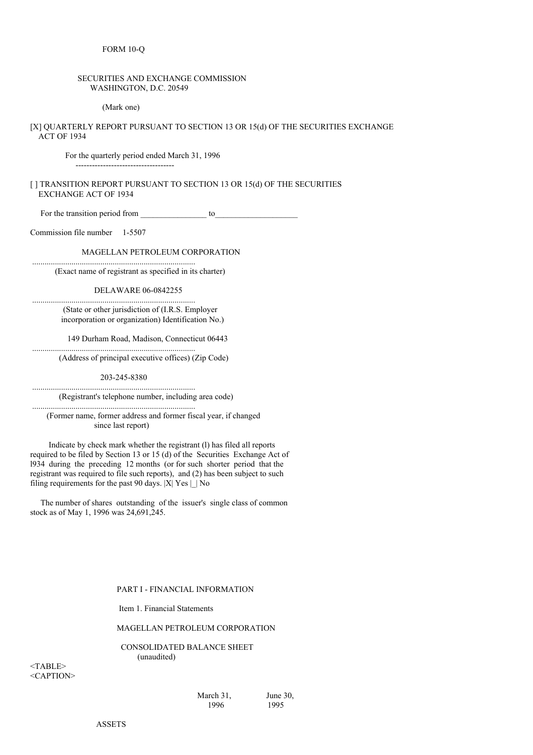FORM 10-Q

SECURITIES AND EXCHANGE COMMISSION
WASHINGTON, D.C. 20549

(Mark one)

[X] QUARTERLY REPORT PURSUANT TO SECTION 13 OR 15(d) OF THE SECURITIES EXCHANGE ACT OF 1934

For the quarterly period ended March 31, 1996

[ ] TRANSITION REPORT PURSUANT TO SECTION 13 OR 15(d) OF THE SECURITIES EXCHANGE ACT OF 1934

For the transition period from _______________ to___________________

Commission file number 1-5507

MAGELLAN PETROLEUM CORPORATION

(Exact name of registrant as specified in its charter)

DELAWARE 06-0842255

(State or other jurisdiction of (I.R.S. Employer incorporation or organization) Identification No.)

149 Durham Road, Madison, Connecticut 06443

(Address of principal executive offices) (Zip Code)

203-245-8380

(Registrant's telephone number, including area code)

(Former name, former address and former fiscal year, if changed since last report)

Indicate by check mark whether the registrant (l) has filed all reports required to be filed by Section 13 or 15 (d) of the Securities Exchange Act of l934 during the preceding 12 months (or for such shorter period that the registrant was required to file such reports), and (2) has been subject to such filing requirements for the past 90 days. |X| Yes |_| No

The number of shares outstanding of the issuer's single class of common stock as of May 1, 1996 was 24,691,245.

PART I - FINANCIAL INFORMATION

Item 1. Financial Statements

MAGELLAN PETROLEUM CORPORATION

CONSOLIDATED BALANCE SHEET
(unaudited)

| | March 31, 1996 | June 30, 1995 |
|---|---|---|
| ASSETS | | |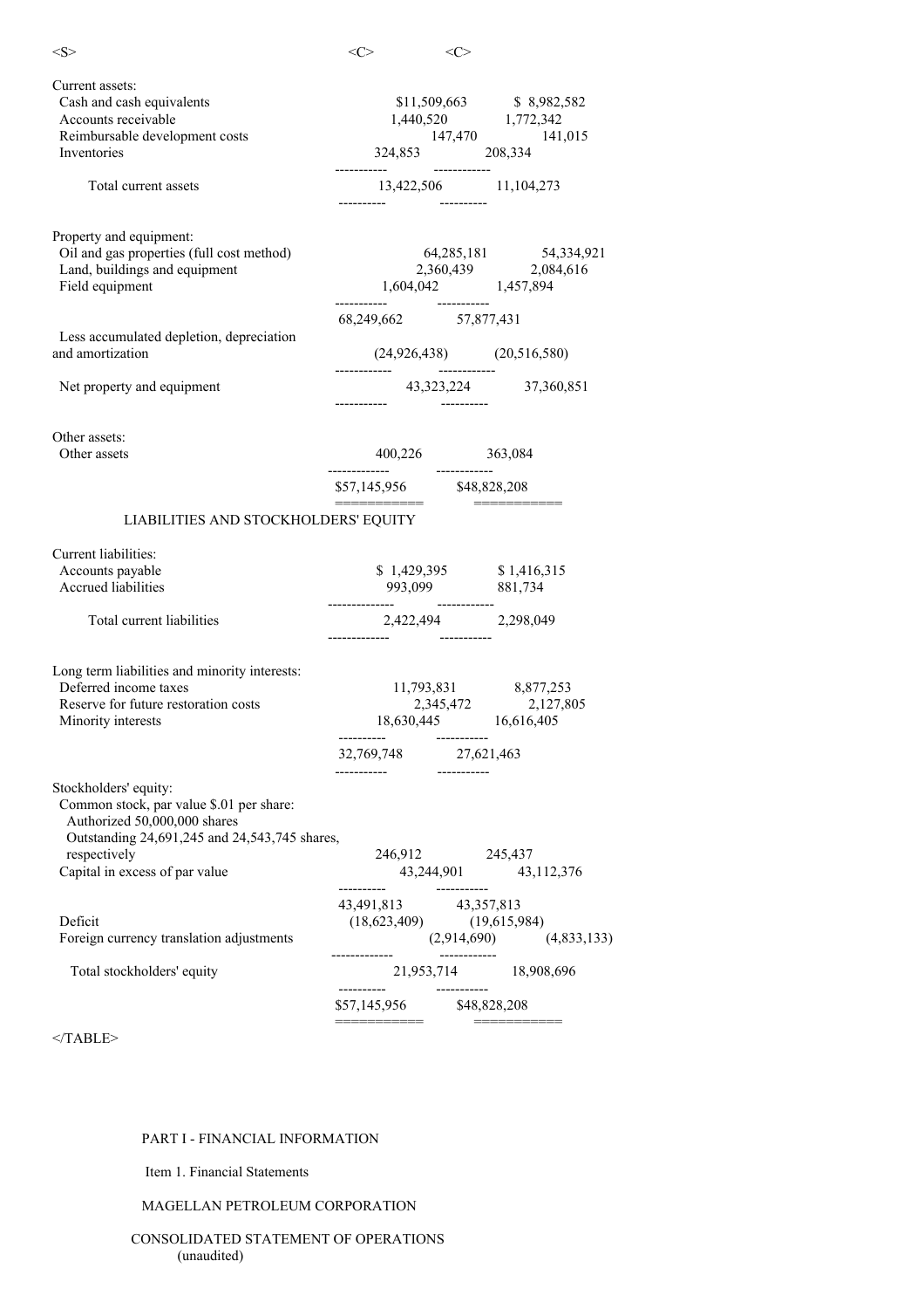| | | |
|---|---|---|
| Current assets: | | |
| Cash and cash equivalents | $11,509,663 | $ 8,982,582 |
| Accounts receivable | 1,440,520 | 1,772,342 |
| Reimbursable development costs | 147,470 | 141,015 |
| Inventories | 324,853 | 208,334 |
| Total current assets | 13,422,506 | 11,104,273 |
| Property and equipment: | | |
| Oil and gas properties (full cost method) | 64,285,181 | 54,334,921 |
| Land, buildings and equipment | 2,360,439 | 2,084,616 |
| Field equipment | 1,604,042 | 1,457,894 |
| | 68,249,662 | 57,877,431 |
| Less accumulated depletion, depreciation and amortization | (24,926,438) | (20,516,580) |
| Net property and equipment | 43,323,224 | 37,360,851 |
| Other assets: | | |
| Other assets | 400,226 | 363,084 |
| | $57,145,956 | $48,828,208 |
| **LIABILITIES AND STOCKHOLDERS' EQUITY** | | |
| Current liabilities: | | |
| Accounts payable | $ 1,429,395 | $ 1,416,315 |
| Accrued liabilities | 993,099 | 881,734 |
| Total current liabilities | 2,422,494 | 2,298,049 |
| Long term liabilities and minority interests: | | |
| Deferred income taxes | 11,793,831 | 8,877,253 |
| Reserve for future restoration costs | 2,345,472 | 2,127,805 |
| Minority interests | 18,630,445 | 16,616,405 |
| | 32,769,748 | 27,621,463 |
| Stockholders' equity: | | |
| Common stock, par value $.01 per share: Authorized 50,000,000 shares Outstanding 24,691,245 and 24,543,745 shares, respectively | 246,912 | 245,437 |
| Capital in excess of par value | 43,244,901 | 43,112,376 |
| | 43,491,813 | 43,357,813 |
| Deficit | (18,623,409) | (19,615,984) |
| Foreign currency translation adjustments | (2,914,690) | (4,833,133) |
| Total stockholders' equity | 21,953,714 | 18,908,696 |
| | $57,145,956 | $48,828,208 |

PART I - FINANCIAL INFORMATION

Item 1. Financial Statements

MAGELLAN PETROLEUM CORPORATION

CONSOLIDATED STATEMENT OF OPERATIONS
(unaudited)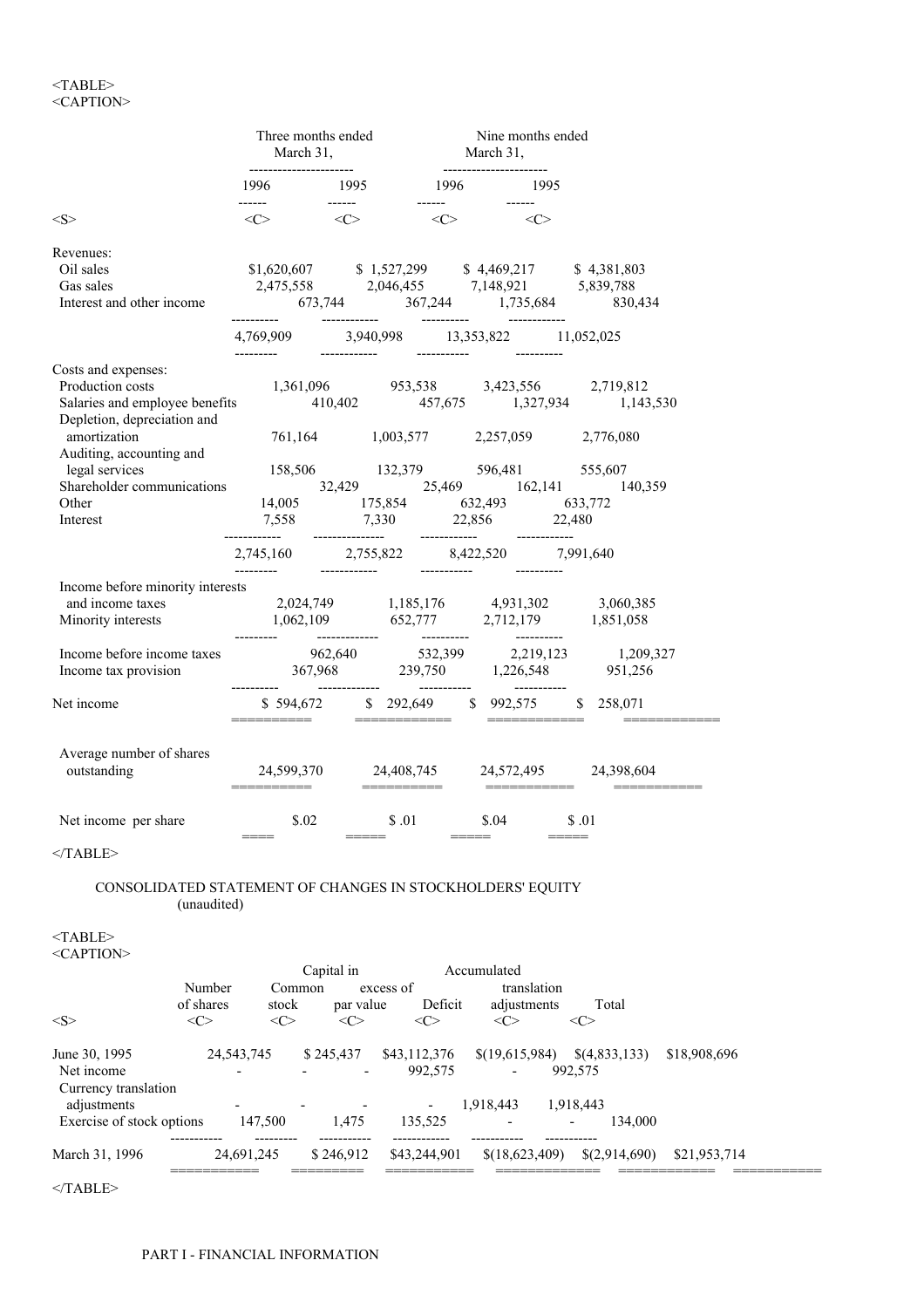| | Three months ended March 31, | | Nine months ended March 31, | |
|---|---|---|---|---|
| | 1996 | 1995 | 1996 | 1995 |
| Revenues: | | | | |
| Oil sales | $1,620,607 | $ 1,527,299 | $ 4,469,217 | $ 4,381,803 |
| Gas sales | 2,475,558 | 2,046,455 | 7,148,921 | 5,839,788 |
| Interest and other income | 673,744 | 367,244 | 1,735,684 | 830,434 |
| | 4,769,909 | 3,940,998 | 13,353,822 | 11,052,025 |
| Costs and expenses: | | | | |
| Production costs | 1,361,096 | 953,538 | 3,423,556 | 2,719,812 |
| Salaries and employee benefits | 410,402 | 457,675 | 1,327,934 | 1,143,530 |
| Depletion, depreciation and amortization | 761,164 | 1,003,577 | 2,257,059 | 2,776,080 |
| Auditing, accounting and legal services | 158,506 | 132,379 | 596,481 | 555,607 |
| Shareholder communications | 32,429 | 25,469 | 162,141 | 140,359 |
| Other | 14,005 | 175,854 | 632,493 | 633,772 |
| Interest | 7,558 | 7,330 | 22,856 | 22,480 |
| | 2,745,160 | 2,755,822 | 8,422,520 | 7,991,640 |
| Income before minority interests and income taxes | 2,024,749 | 1,185,176 | 4,931,302 | 3,060,385 |
| Minority interests | 1,062,109 | 652,777 | 2,712,179 | 1,851,058 |
| Income before income taxes | 962,640 | 532,399 | 2,219,123 | 1,209,327 |
| Income tax provision | 367,968 | 239,750 | 1,226,548 | 951,256 |
| Net income | $ 594,672 | $ 292,649 | $ 992,575 | $ 258,071 |
| Average number of shares outstanding | 24,599,370 | 24,408,745 | 24,572,495 | 24,398,604 |
| Net income per share | $.02 | $ .01 | $.04 | $ .01 |

CONSOLIDATED STATEMENT OF CHANGES IN STOCKHOLDERS' EQUITY
(unaudited)

| | Number of shares | Common stock | Capital in excess of par value | Deficit | Accumulated translation adjustments | Total |
|---|---|---|---|---|---|---|
| June 30, 1995 | 24,543,745 | $ 245,437 | $43,112,376 | $(19,615,984) | $(4,833,133) | $18,908,696 |
| Net income | - | - | - | 992,575 | - | 992,575 |
| Currency translation adjustments | - | - | - | - | 1,918,443 | 1,918,443 |
| Exercise of stock options | 147,500 | 1,475 | 135,525 | - | - | 134,000 |
| March 31, 1996 | 24,691,245 | $ 246,912 | $43,244,901 | $(18,623,409) | $(2,914,690) | $21,953,714 |

PART I - FINANCIAL INFORMATION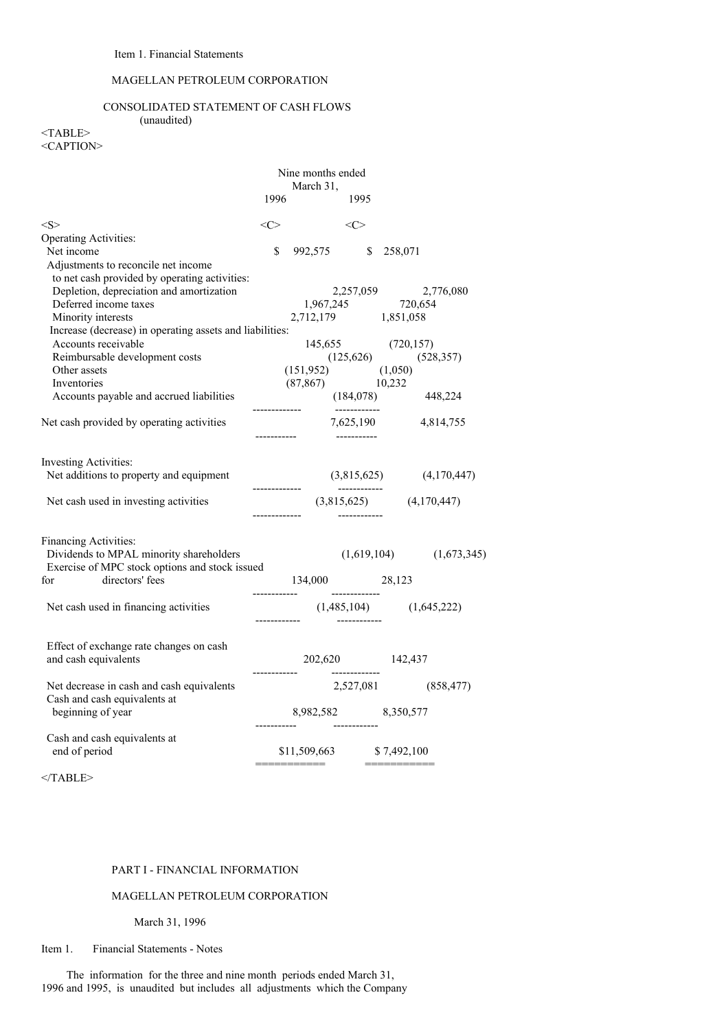Item 1. Financial Statements

MAGELLAN PETROLEUM CORPORATION

CONSOLIDATED STATEMENT OF CASH FLOWS
(unaudited)

| | Nine months ended March 31, 1996 | 1995 |
|---|---|---|
| **Operating Activities:** | | |
| Net income | $ 992,575 | $ 258,071 |
| Adjustments to reconcile net income to net cash provided by operating activities: | | |
| Depletion, depreciation and amortization | 2,257,059 | 2,776,080 |
| Deferred income taxes | 1,967,245 | 720,654 |
| Minority interests | 2,712,179 | 1,851,058 |
| Increase (decrease) in operating assets and liabilities: | | |
| Accounts receivable | 145,655 | (720,157) |
| Reimbursable development costs | (125,626) | (528,357) |
| Other assets | (151,952) | (1,050) |
| Inventories | (87,867) | 10,232 |
| Accounts payable and accrued liabilities | (184,078) | 448,224 |
| Net cash provided by operating activities | 7,625,190 | 4,814,755 |
| **Investing Activities:** | | |
| Net additions to property and equipment | (3,815,625) | (4,170,447) |
| Net cash used in investing activities | (3,815,625) | (4,170,447) |
| **Financing Activities:** | | |
| Dividends to MPAL minority shareholders | (1,619,104) | (1,673,345) |
| Exercise of MPC stock options and stock issued for directors' fees | 134,000 | 28,123 |
| Net cash used in financing activities | (1,485,104) | (1,645,222) |
| Effect of exchange rate changes on cash and cash equivalents | 202,620 | 142,437 |
| Net decrease in cash and cash equivalents | 2,527,081 | (858,477) |
| Cash and cash equivalents at beginning of year | 8,982,582 | 8,350,577 |
| Cash and cash equivalents at end of period | $11,509,663 | $ 7,492,100 |

PART I - FINANCIAL INFORMATION

MAGELLAN PETROLEUM CORPORATION

March 31, 1996

Item 1. Financial Statements - Notes

The information for the three and nine month periods ended March 31, 1996 and 1995, is unaudited but includes all adjustments which the Company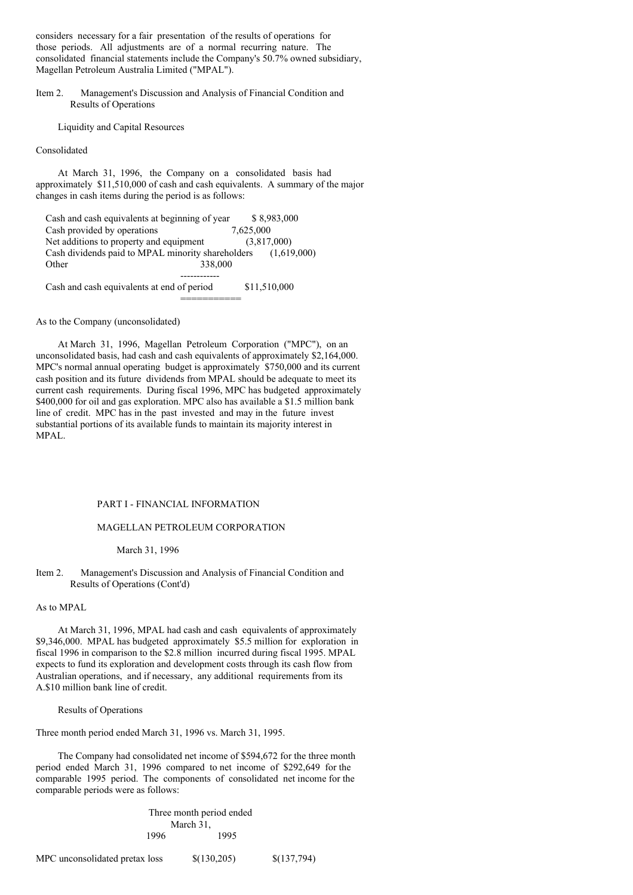considers necessary for a fair presentation of the results of operations for those periods. All adjustments are of a normal recurring nature. The consolidated financial statements include the Company's 50.7% owned subsidiary, Magellan Petroleum Australia Limited ("MPAL").

Item 2. Management's Discussion and Analysis of Financial Condition and Results of Operations

Liquidity and Capital Resources

Consolidated

At March 31, 1996, the Company on a consolidated basis had approximately $11,510,000 of cash and cash equivalents. A summary of the major changes in cash items during the period is as follows:

| | |
|---|---|
| Cash and cash equivalents at beginning of year | $ 8,983,000 |
| Cash provided by operations | 7,625,000 |
| Net additions to property and equipment | (3,817,000) |
| Cash dividends paid to MPAL minority shareholders | (1,619,000) |
| Other | 338,000 |
| Cash and cash equivalents at end of period | $11,510,000 |

As to the Company (unconsolidated)

At March 31, 1996, Magellan Petroleum Corporation ("MPC"), on an unconsolidated basis, had cash and cash equivalents of approximately $2,164,000. MPC's normal annual operating budget is approximately $750,000 and its current cash position and its future dividends from MPAL should be adequate to meet its current cash requirements. During fiscal 1996, MPC has budgeted approximately $400,000 for oil and gas exploration. MPC also has available a $1.5 million bank line of credit. MPC has in the past invested and may in the future invest substantial portions of its available funds to maintain its majority interest in MPAL.

PART I - FINANCIAL INFORMATION

MAGELLAN PETROLEUM CORPORATION

March 31, 1996

Item 2. Management's Discussion and Analysis of Financial Condition and Results of Operations (Cont'd)

As to MPAL

At March 31, 1996, MPAL had cash and cash equivalents of approximately $9,346,000. MPAL has budgeted approximately $5.5 million for exploration in fiscal 1996 in comparison to the $2.8 million incurred during fiscal 1995. MPAL expects to fund its exploration and development costs through its cash flow from Australian operations, and if necessary, any additional requirements from its A.$10 million bank line of credit.

Results of Operations

Three month period ended March 31, 1996 vs. March 31, 1995.

The Company had consolidated net income of $594,672 for the three month period ended March 31, 1996 compared to net income of $292,649 for the comparable 1995 period. The components of consolidated net income for the comparable periods were as follows:

| | Three month period ended March 31, | |
|---|---|---|
| | 1996 | 1995 |
| MPC unconsolidated pretax loss | $(130,205) | $(137,794) |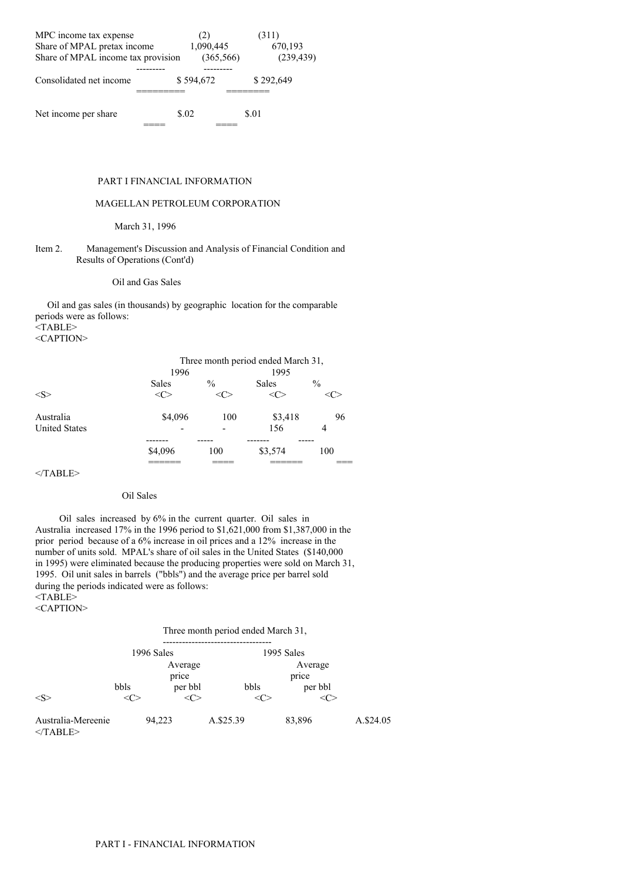| | | |
|---|---|---|
| MPC income tax expense | (2) | (311) |
| Share of MPAL pretax income | 1,090,445 | 670,193 |
| Share of MPAL income tax provision | (365,566) | (239,439) |
| Consolidated net income | $ 594,672 | $ 292,649 |
| Net income per share | $.02 | $.01 |

PART I FINANCIAL INFORMATION

MAGELLAN PETROLEUM CORPORATION

March 31, 1996

Item 2. Management's Discussion and Analysis of Financial Condition and Results of Operations (Cont'd)

Oil and Gas Sales

Oil and gas sales (in thousands) by geographic location for the comparable periods were as follows:

| | Three month period ended March 31, | | | |
|---|---|---|---|---|
| | 1996 | | 1995 | |
| | Sales | % | Sales | % |
| Australia | $4,096 | 100 | $3,418 | 96 |
| United States | - | - | 156 | 4 |
| | $4,096 | 100 | $3,574 | 100 |

Oil Sales

Oil sales increased by 6% in the current quarter. Oil sales in Australia increased 17% in the 1996 period to $1,621,000 from $1,387,000 in the prior period because of a 6% increase in oil prices and a 12% increase in the number of units sold. MPAL's share of oil sales in the United States ($140,000 in 1995) were eliminated because the producing properties were sold on March 31, 1995. Oil unit sales in barrels ("bbls") and the average price per barrel sold during the periods indicated were as follows:

| | Three month period ended March 31, | | | |
|---|---|---|---|---|
| | 1996 Sales | | 1995 Sales | |
| | bbls | Average price per bbl | bbls | Average price per bbl |
| Australia-Mereenie | 94,223 | A.$25.39 | 83,896 | A.$24.05 |

PART I - FINANCIAL INFORMATION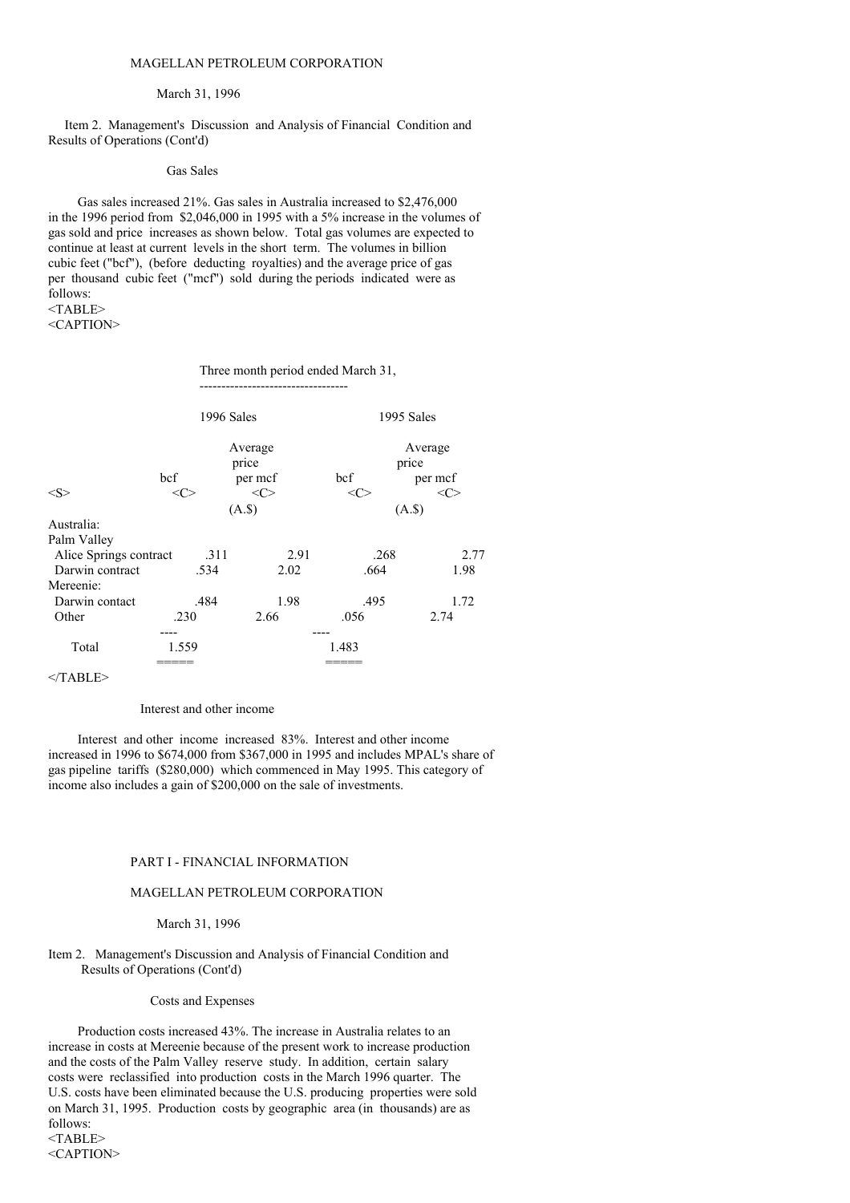MAGELLAN PETROLEUM CORPORATION

March 31, 1996

Item 2. Management's Discussion and Analysis of Financial Condition and Results of Operations (Cont'd)

### Gas Sales

Gas sales increased 21%. Gas sales in Australia increased to $2,476,000 in the 1996 period from $2,046,000 in 1995 with a 5% increase in the volumes of gas sold and price increases as shown below. Total gas volumes are expected to continue at least at current levels in the short term. The volumes in billion cubic feet ("bcf"), (before deducting royalties) and the average price of gas per thousand cubic feet ("mcf") sold during the periods indicated were as follows:

| | Three month period ended March 31, | | | |
|---|---|---|---|---|
| | 1996 Sales | | 1995 Sales | |
| | bcf | Average price per mcf (A.$) | bcf | Average price per mcf (A.$) |
| Australia: | | | | |
| Palm Valley | | | | |
| Alice Springs contract | .311 | 2.91 | .268 | 2.77 |
| Darwin contract | .534 | 2.02 | .664 | 1.98 |
| Mereenie: | | | | |
| Darwin contact | .484 | 1.98 | .495 | 1.72 |
| Other | .230 | 2.66 | .056 | 2.74 |
| Total | 1.559 | | 1.483 | |

### Interest and other income

Interest and other income increased 83%. Interest and other income increased in 1996 to $674,000 from $367,000 in 1995 and includes MPAL's share of gas pipeline tariffs ($280,000) which commenced in May 1995. This category of income also includes a gain of $200,000 on the sale of investments.

PART I - FINANCIAL INFORMATION

MAGELLAN PETROLEUM CORPORATION

March 31, 1996

Item 2. Management's Discussion and Analysis of Financial Condition and Results of Operations (Cont'd)

### Costs and Expenses

Production costs increased 43%. The increase in Australia relates to an increase in costs at Mereenie because of the present work to increase production and the costs of the Palm Valley reserve study. In addition, certain salary costs were reclassified into production costs in the March 1996 quarter. The U.S. costs have been eliminated because the U.S. producing properties were sold on March 31, 1995. Production costs by geographic area (in thousands) are as follows: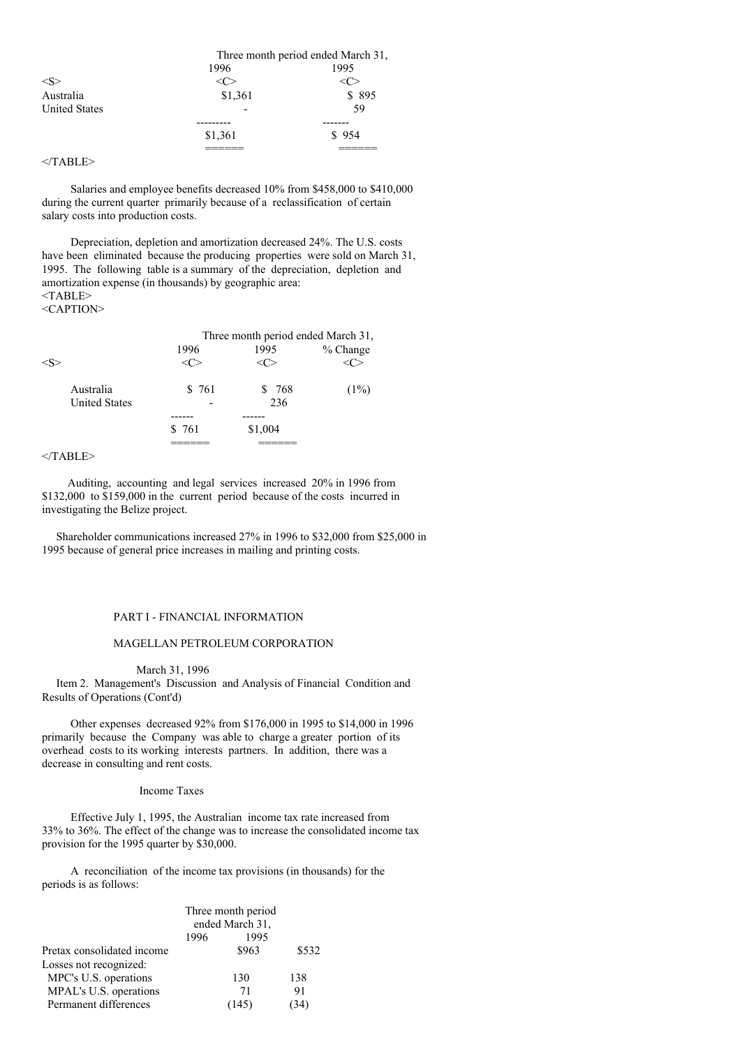| | Three month period ended March 31, | |
|---|---|---|
| | 1996 | 1995 |
| Australia | $1,361 | $ 895 |
| United States | - | 59 |
| | $1,361 | $ 954 |

Salaries and employee benefits decreased 10% from $458,000 to $410,000 during the current quarter primarily because of a reclassification of certain salary costs into production costs.

Depreciation, depletion and amortization decreased 24%. The U.S. costs have been eliminated because the producing properties were sold on March 31, 1995. The following table is a summary of the depreciation, depletion and amortization expense (in thousands) by geographic area:

| | Three month period ended March 31, | | |
|---|---|---|---|
| | 1996 | 1995 | % Change |
| Australia | $ 761 | $ 768 | (1%) |
| United States | - | 236 | |
| | $ 761 | $1,004 | |

Auditing, accounting and legal services increased 20% in 1996 from $132,000 to $159,000 in the current period because of the costs incurred in investigating the Belize project.

Shareholder communications increased 27% in 1996 to $32,000 from $25,000 in 1995 because of general price increases in mailing and printing costs.

PART I - FINANCIAL INFORMATION

MAGELLAN PETROLEUM CORPORATION

March 31, 1996

Item 2. Management's Discussion and Analysis of Financial Condition and Results of Operations (Cont'd)

Other expenses decreased 92% from $176,000 in 1995 to $14,000 in 1996 primarily because the Company was able to charge a greater portion of its overhead costs to its working interests partners. In addition, there was a decrease in consulting and rent costs.

### Income Taxes

Effective July 1, 1995, the Australian income tax rate increased from 33% to 36%. The effect of the change was to increase the consolidated income tax provision for the 1995 quarter by $30,000.

A reconciliation of the income tax provisions (in thousands) for the periods is as follows:

| | Three month period ended March 31, | |
|---|---|---|
| | 1996 | 1995 |
| Pretax consolidated income | $963 | $532 |
| Losses not recognized: | | |
| MPC's U.S. operations | 130 | 138 |
| MPAL's U.S. operations | 71 | 91 |
| Permanent differences | (145) | (34) |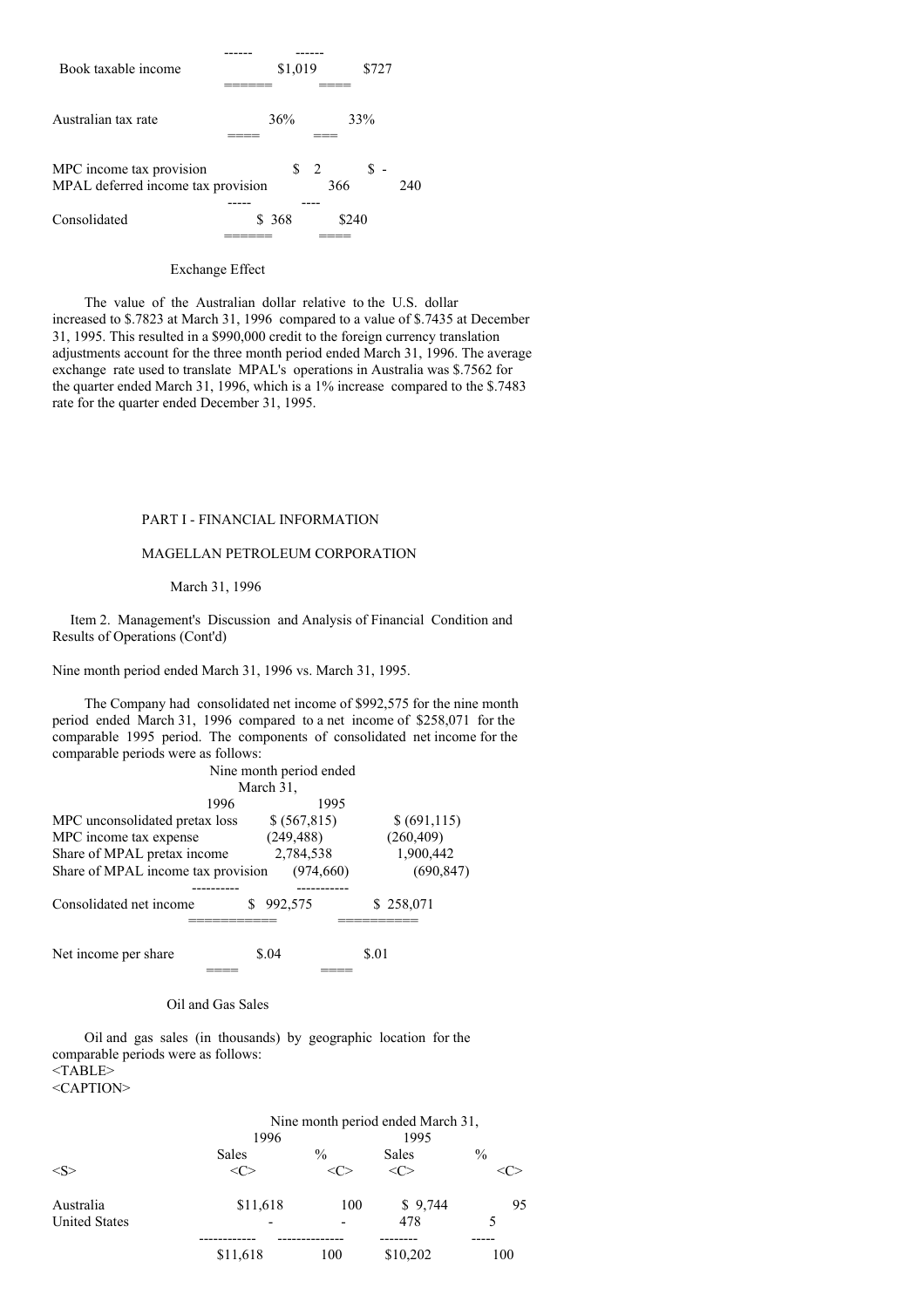| | | |
|---|---|---|
| Book taxable income | $1,019 | $727 |
| Australian tax rate | 36% | 33% |
| MPC income tax provision | $ 2 | $ - |
| MPAL deferred income tax provision | 366 | 240 |
| Consolidated | $ 368 | $240 |

Exchange Effect

The value of the Australian dollar relative to the U.S. dollar increased to $.7823 at March 31, 1996 compared to a value of $.7435 at December 31, 1995. This resulted in a $990,000 credit to the foreign currency translation adjustments account for the three month period ended March 31, 1996. The average exchange rate used to translate MPAL's operations in Australia was $.7562 for the quarter ended March 31, 1996, which is a 1% increase compared to the $.7483 rate for the quarter ended December 31, 1995.

PART I - FINANCIAL INFORMATION

MAGELLAN PETROLEUM CORPORATION

March 31, 1996

Item 2. Management's Discussion and Analysis of Financial Condition and Results of Operations (Cont'd)

Nine month period ended March 31, 1996 vs. March 31, 1995.

The Company had consolidated net income of $992,575 for the nine month period ended March 31, 1996 compared to a net income of $258,071 for the comparable 1995 period. The components of consolidated net income for the comparable periods were as follows:

| | Nine month period ended March 31, 1996 | 1995 |
|---|---|---|
| MPC unconsolidated pretax loss | $ (567,815) | $ (691,115) |
| MPC income tax expense | (249,488) | (260,409) |
| Share of MPAL pretax income | 2,784,538 | 1,900,442 |
| Share of MPAL income tax provision | (974,660) | (690,847) |
| Consolidated net income | $ 992,575 | $ 258,071 |
| Net income per share | $.04 | $.01 |

Oil and Gas Sales

Oil and gas sales (in thousands) by geographic location for the comparable periods were as follows:

| | Nine month period ended March 31, 1996 | | 1995 | |
|---|---|---|---|---|
| | Sales | % | Sales | % |
| Australia | $11,618 | 100 | $ 9,744 | 95 |
| United States | - | - | 478 | 5 |
| | $11,618 | 100 | $10,202 | 100 |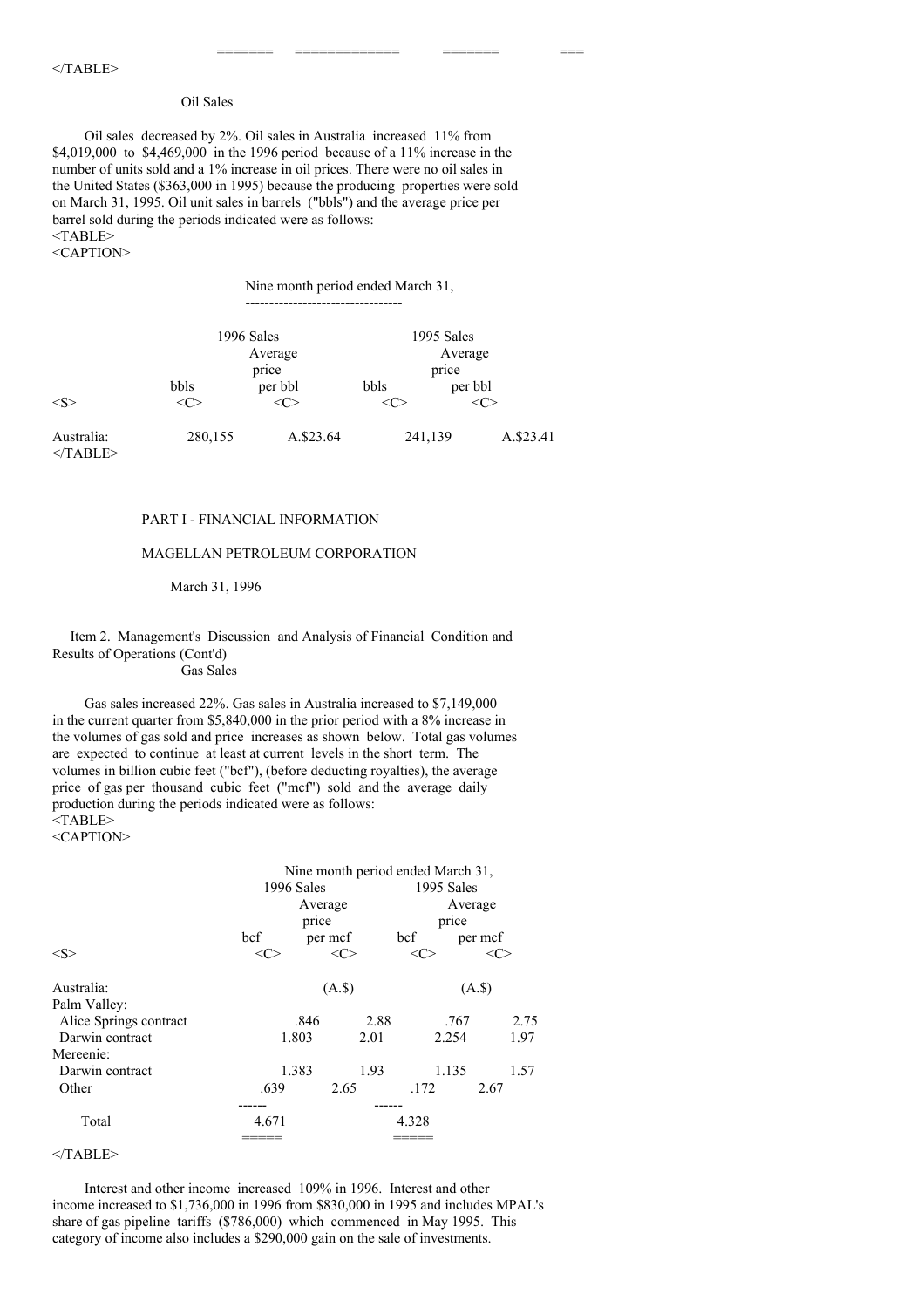### Oil Sales

Oil sales decreased by 2%. Oil sales in Australia increased 11% from $4,019,000 to $4,469,000 in the 1996 period because of a 11% increase in the number of units sold and a 1% increase in oil prices. There were no oil sales in the United States ($363,000 in 1995) because the producing properties were sold on March 31, 1995. Oil unit sales in barrels ("bbls") and the average price per barrel sold during the periods indicated were as follows:

| | Nine month period ended March 31, | | | |
|---|---|---|---|---|
| | 1996 Sales | | 1995 Sales | |
| | bbls | Average price per bbl | bbls | Average price per bbl |
| Australia: | 280,155 | A.$23.64 | 241,139 | A.$23.41 |

PART I - FINANCIAL INFORMATION

MAGELLAN PETROLEUM CORPORATION

March 31, 1996

Item 2. Management's Discussion and Analysis of Financial Condition and Results of Operations (Cont'd)

### Gas Sales

Gas sales increased 22%. Gas sales in Australia increased to $7,149,000 in the current quarter from $5,840,000 in the prior period with a 8% increase in the volumes of gas sold and price increases as shown below. Total gas volumes are expected to continue at least at current levels in the short term. The volumes in billion cubic feet ("bcf"), (before deducting royalties), the average price of gas per thousand cubic feet ("mcf") sold and the average daily production during the periods indicated were as follows:

| | Nine month period ended March 31, | | | |
|---|---|---|---|---|
| | 1996 Sales | | 1995 Sales | |
| | bcf | Average price per mcf | bcf | Average price per mcf |
| Australia: | | (A.$) | | (A.$) |
| Palm Valley: | | | | |
| Alice Springs contract | .846 | 2.88 | .767 | 2.75 |
| Darwin contract | 1.803 | 2.01 | 2.254 | 1.97 |
| Mereenie: | | | | |
| Darwin contract | 1.383 | 1.93 | 1.135 | 1.57 |
| Other | .639 | 2.65 | .172 | 2.67 |
| Total | 4.671 | | 4.328 | |

Interest and other income increased 109% in 1996. Interest and other income increased to $1,736,000 in 1996 from $830,000 in 1995 and includes MPAL's share of gas pipeline tariffs ($786,000) which commenced in May 1995. This category of income also includes a $290,000 gain on the sale of investments.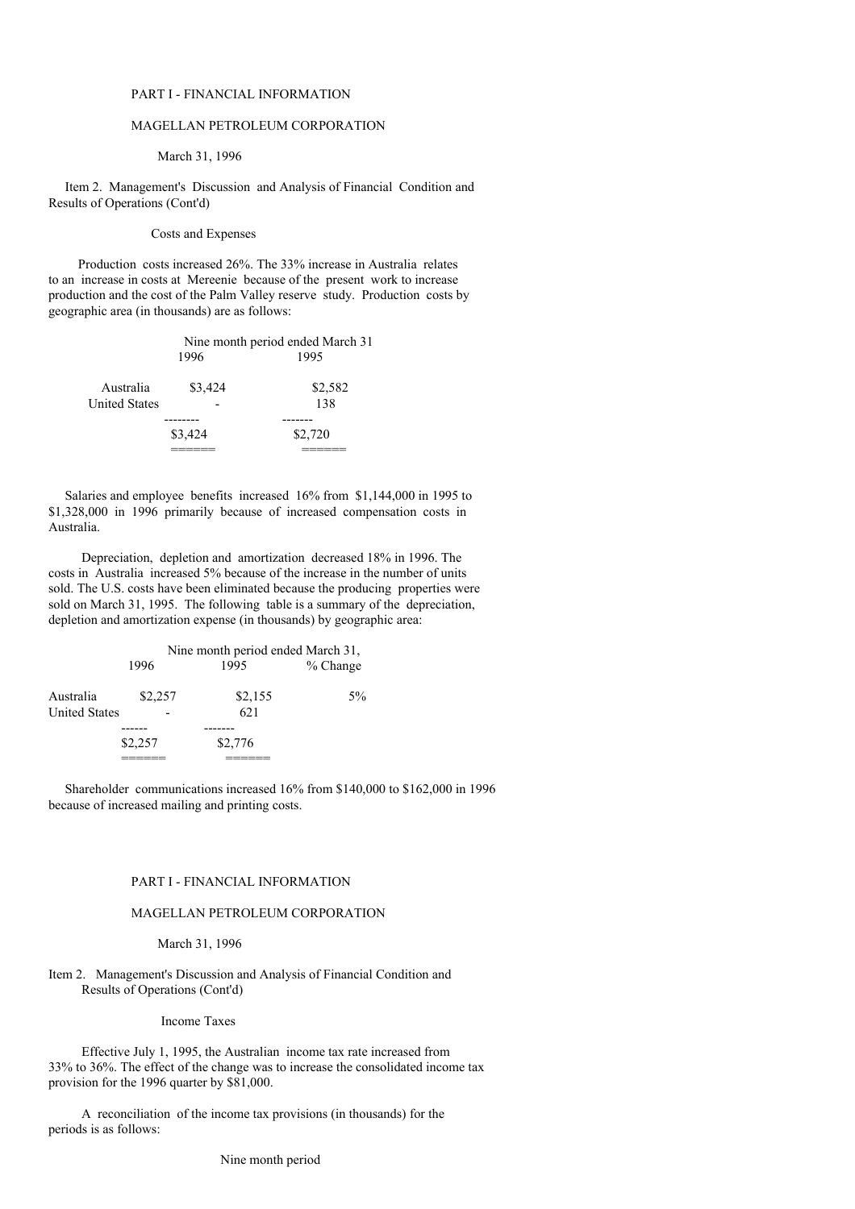PART I - FINANCIAL INFORMATION

MAGELLAN PETROLEUM CORPORATION

March 31, 1996

Item 2. Management's Discussion and Analysis of Financial Condition and Results of Operations (Cont'd)

Costs and Expenses

Production costs increased 26%. The 33% increase in Australia relates to an increase in costs at Mereenie because of the present work to increase production and the cost of the Palm Valley reserve study. Production costs by geographic area (in thousands) are as follows:

| | Nine month period ended March 31 | |
|---|---|---|
| | 1996 | 1995 |
| Australia | $3,424 | $2,582 |
| United States | - | 138 |
| | $3,424 | $2,720 |

Salaries and employee benefits increased 16% from $1,144,000 in 1995 to $1,328,000 in 1996 primarily because of increased compensation costs in Australia.

Depreciation, depletion and amortization decreased 18% in 1996. The costs in Australia increased 5% because of the increase in the number of units sold. The U.S. costs have been eliminated because the producing properties were sold on March 31, 1995. The following table is a summary of the depreciation, depletion and amortization expense (in thousands) by geographic area:

| | Nine month period ended March 31, | | |
|---|---|---|---|
| | 1996 | 1995 | % Change |
| Australia | $2,257 | $2,155 | 5% |
| United States | - | 621 | |
| | $2,257 | $2,776 | |

Shareholder communications increased 16% from $140,000 to $162,000 in 1996 because of increased mailing and printing costs.

PART I - FINANCIAL INFORMATION

MAGELLAN PETROLEUM CORPORATION

March 31, 1996

Item 2. Management's Discussion and Analysis of Financial Condition and Results of Operations (Cont'd)

Income Taxes

Effective July 1, 1995, the Australian income tax rate increased from 33% to 36%. The effect of the change was to increase the consolidated income tax provision for the 1996 quarter by $81,000.

A reconciliation of the income tax provisions (in thousands) for the periods is as follows:

Nine month period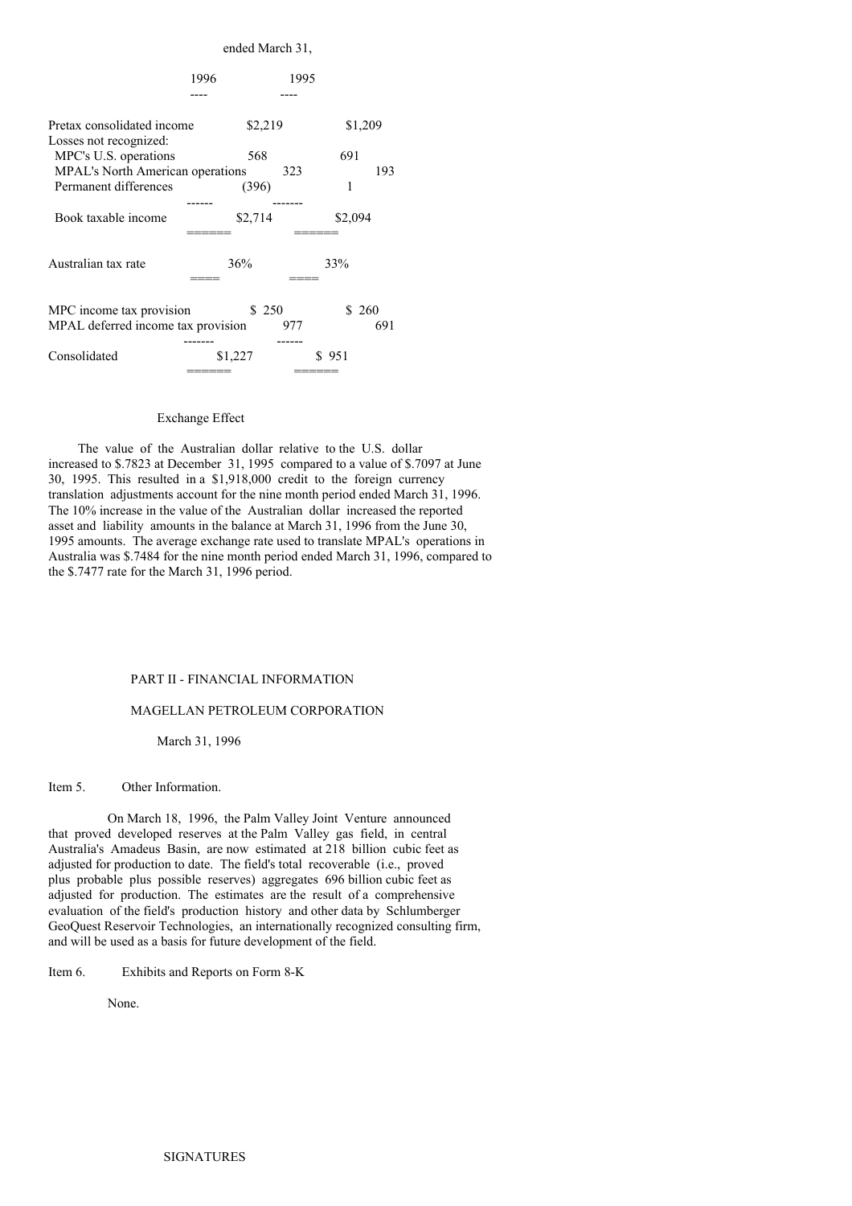| | ended March 31, | |
|---|---|---|
| | 1996 | 1995 |
| Pretax consolidated income | $2,219 | $1,209 |
| Losses not recognized: | | |
| MPC's U.S. operations | 568 | 691 |
| MPAL's North American operations | 323 | 193 |
| Permanent differences | (396) | 1 |
| Book taxable income | $2,714 | $2,094 |
| Australian tax rate | 36% | 33% |
| MPC income tax provision | $ 250 | $ 260 |
| MPAL deferred income tax provision | 977 | 691 |
| Consolidated | $1,227 | $ 951 |

Exchange Effect

The value of the Australian dollar relative to the U.S. dollar increased to $.7823 at December 31, 1995 compared to a value of $.7097 at June 30, 1995. This resulted in a $1,918,000 credit to the foreign currency translation adjustments account for the nine month period ended March 31, 1996. The 10% increase in the value of the Australian dollar increased the reported asset and liability amounts in the balance at March 31, 1996 from the June 30, 1995 amounts. The average exchange rate used to translate MPAL's operations in Australia was $.7484 for the nine month period ended March 31, 1996, compared to the $.7477 rate for the March 31, 1996 period.

PART II - FINANCIAL INFORMATION

MAGELLAN PETROLEUM CORPORATION

March 31, 1996

Item 5. Other Information.

On March 18, 1996, the Palm Valley Joint Venture announced that proved developed reserves at the Palm Valley gas field, in central Australia's Amadeus Basin, are now estimated at 218 billion cubic feet as adjusted for production to date. The field's total recoverable (i.e., proved plus probable plus possible reserves) aggregates 696 billion cubic feet as adjusted for production. The estimates are the result of a comprehensive evaluation of the field's production history and other data by Schlumberger GeoQuest Reservoir Technologies, an internationally recognized consulting firm, and will be used as a basis for future development of the field.

Item 6. Exhibits and Reports on Form 8-K

None.

SIGNATURES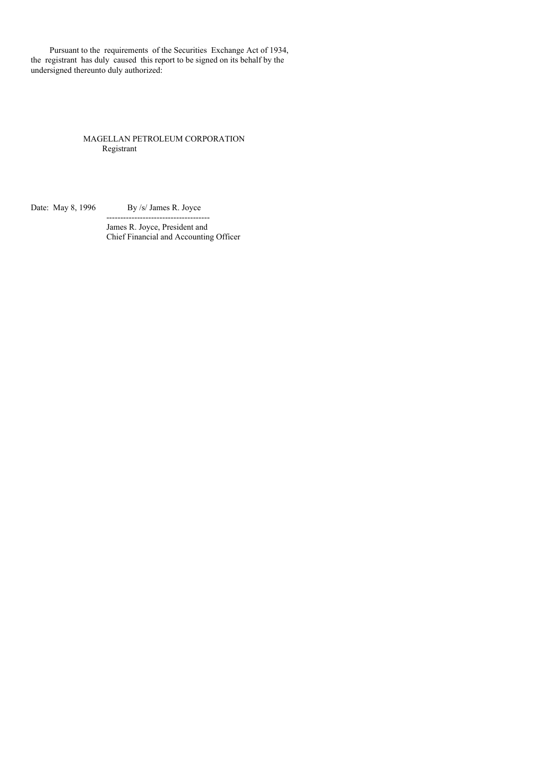Pursuant to the requirements of the Securities Exchange Act of 1934, the registrant has duly caused this report to be signed on its behalf by the undersigned thereunto duly authorized:

MAGELLAN PETROLEUM CORPORATION
Registrant

Date: May 8, 1996 By /s/ James R. Joyce

-------------------------------------

James R. Joyce, President and
Chief Financial and Accounting Officer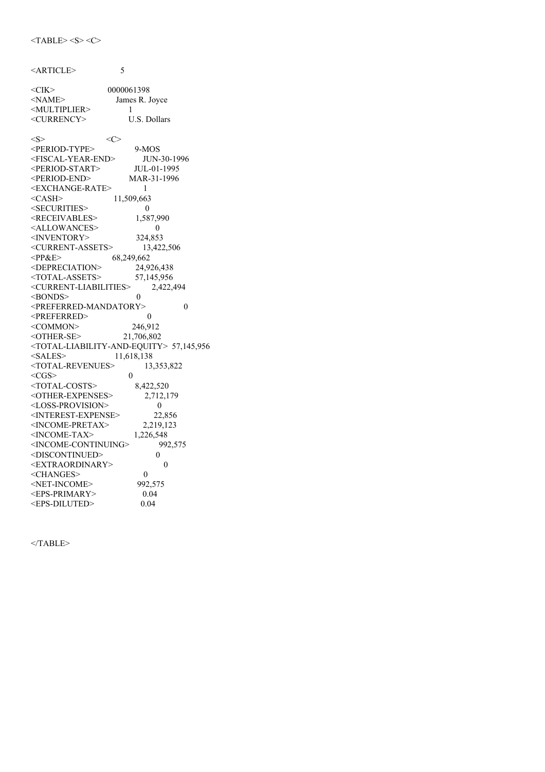<TABLE> <S> <C>

<ARTICLE> 5

<CIK> 0000061398
<NAME> James R. Joyce
<MULTIPLIER> 1
<CURRENCY> U.S. Dollars

| | |
|---|---|
| <S> | <C> |
| <PERIOD-TYPE> | 9-MOS |
| <FISCAL-YEAR-END> | JUN-30-1996 |
| <PERIOD-START> | JUL-01-1995 |
| <PERIOD-END> | MAR-31-1996 |
| <EXCHANGE-RATE> | 1 |
| <CASH> | 11,509,663 |
| <SECURITIES> | 0 |
| <RECEIVABLES> | 1,587,990 |
| <ALLOWANCES> | 0 |
| <INVENTORY> | 324,853 |
| <CURRENT-ASSETS> | 13,422,506 |
| <PP&E> | 68,249,662 |
| <DEPRECIATION> | 24,926,438 |
| <TOTAL-ASSETS> | 57,145,956 |
| <CURRENT-LIABILITIES> | 2,422,494 |
| <BONDS> | 0 |
| <PREFERRED-MANDATORY> | 0 |
| <PREFERRED> | 0 |
| <COMMON> | 246,912 |
| <OTHER-SE> | 21,706,802 |
| <TOTAL-LIABILITY-AND-EQUITY> | 57,145,956 |
| <SALES> | 11,618,138 |
| <TOTAL-REVENUES> | 13,353,822 |
| <CGS> | 0 |
| <TOTAL-COSTS> | 8,422,520 |
| <OTHER-EXPENSES> | 2,712,179 |
| <LOSS-PROVISION> | 0 |
| <INTEREST-EXPENSE> | 22,856 |
| <INCOME-PRETAX> | 2,219,123 |
| <INCOME-TAX> | 1,226,548 |
| <INCOME-CONTINUING> | 992,575 |
| <DISCONTINUED> | 0 |
| <EXTRAORDINARY> | 0 |
| <CHANGES> | 0 |
| <NET-INCOME> | 992,575 |
| <EPS-PRIMARY> | 0.04 |
| <EPS-DILUTED> | 0.04 |

</TABLE>